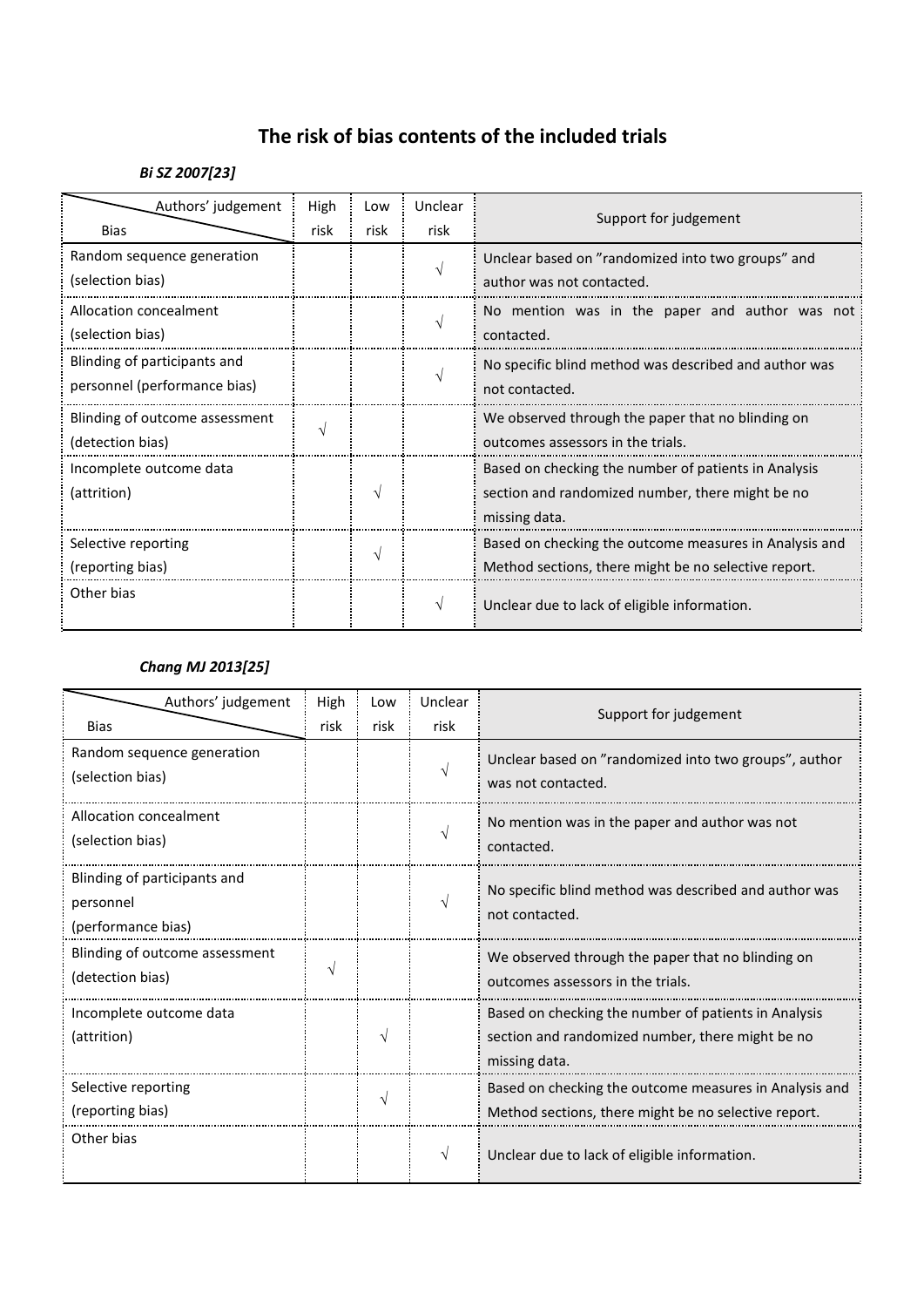# The risk of bias contents of the included trials

***Bi SZ 2007[23]***

| Authors' judgement / Bias | High risk | Low risk | Unclear risk | Support for judgement |
|---|---|---|---|---|
| Random sequence generation (selection bias) | | | √ | Unclear based on "randomized into two groups" and author was not contacted. |
| Allocation concealment (selection bias) | | | √ | No mention was in the paper and author was not contacted. |
| Blinding of participants and personnel (performance bias) | | | √ | No specific blind method was described and author was not contacted. |
| Blinding of outcome assessment (detection bias) | √ | | | We observed through the paper that no blinding on outcomes assessors in the trials. |
| Incomplete outcome data (attrition) | | √ | | Based on checking the number of patients in Analysis section and randomized number, there might be no missing data. |
| Selective reporting (reporting bias) | | √ | | Based on checking the outcome measures in Analysis and Method sections, there might be no selective report. |
| Other bias | | | √ | Unclear due to lack of eligible information. |

***Chang MJ 2013[25]***

| Authors' judgement / Bias | High risk | Low risk | Unclear risk | Support for judgement |
|---|---|---|---|---|
| Random sequence generation (selection bias) | | | √ | Unclear based on "randomized into two groups", author was not contacted. |
| Allocation concealment (selection bias) | | | √ | No mention was in the paper and author was not contacted. |
| Blinding of participants and personnel (performance bias) | | | √ | No specific blind method was described and author was not contacted. |
| Blinding of outcome assessment (detection bias) | √ | | | We observed through the paper that no blinding on outcomes assessors in the trials. |
| Incomplete outcome data (attrition) | | √ | | Based on checking the number of patients in Analysis section and randomized number, there might be no missing data. |
| Selective reporting (reporting bias) | | √ | | Based on checking the outcome measures in Analysis and Method sections, there might be no selective report. |
| Other bias | | | √ | Unclear due to lack of eligible information. |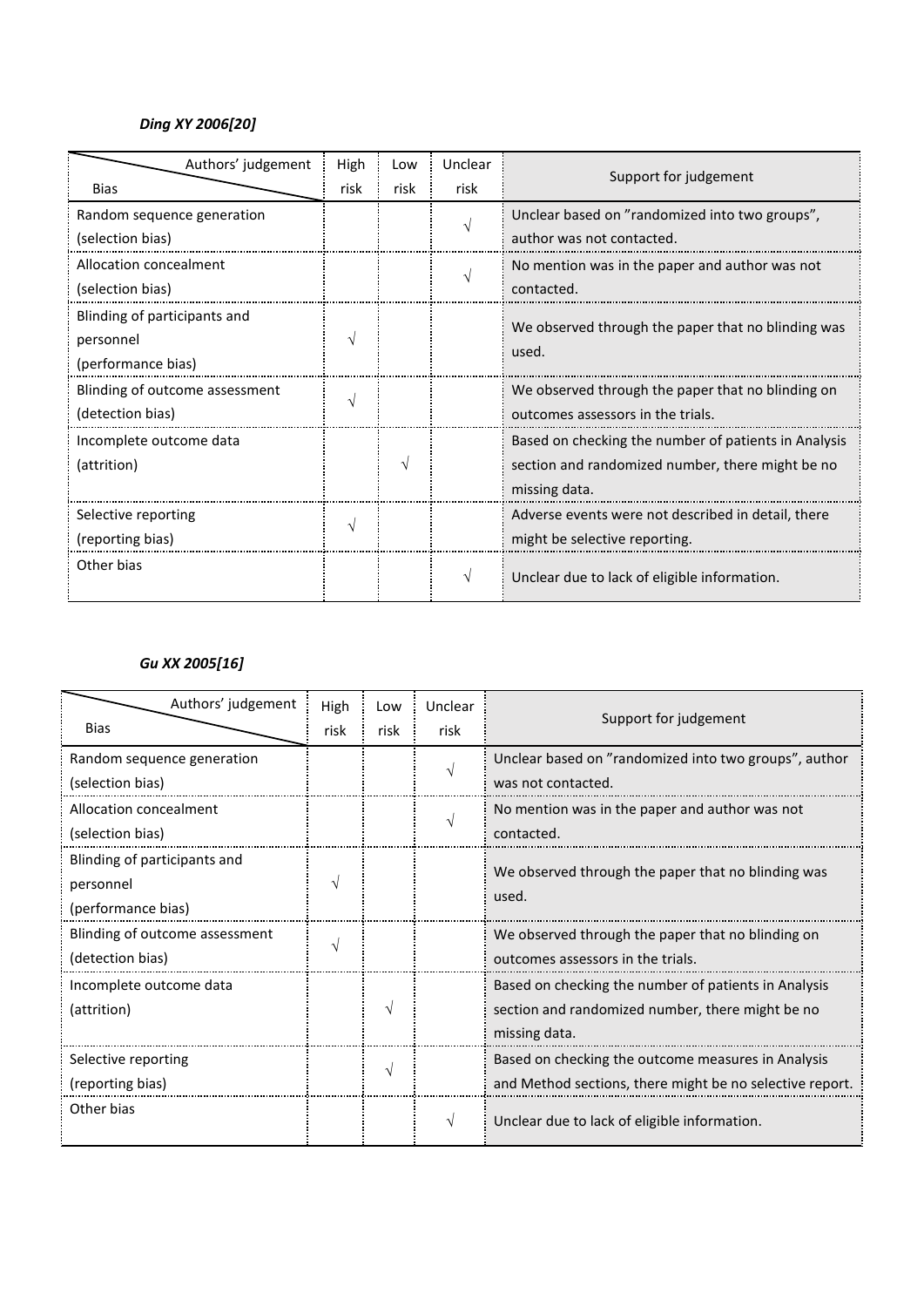*Ding XY 2006[20]*

| Bias / Authors' judgement | High risk | Low risk | Unclear risk | Support for judgement |
|---|---|---|---|---|
| Random sequence generation (selection bias) | | | √ | Unclear based on "randomized into two groups", author was not contacted. |
| Allocation concealment (selection bias) | | | √ | No mention was in the paper and author was not contacted. |
| Blinding of participants and personnel (performance bias) | √ | | | We observed through the paper that no blinding was used. |
| Blinding of outcome assessment (detection bias) | √ | | | We observed through the paper that no blinding on outcomes assessors in the trials. |
| Incomplete outcome data (attrition) | | √ | | Based on checking the number of patients in Analysis section and randomized number, there might be no missing data. |
| Selective reporting (reporting bias) | √ | | | Adverse events were not described in detail, there might be selective reporting. |
| Other bias | | | √ | Unclear due to lack of eligible information. |

*Gu XX 2005[16]*

| Bias / Authors' judgement | High risk | Low risk | Unclear risk | Support for judgement |
|---|---|---|---|---|
| Random sequence generation (selection bias) | | | √ | Unclear based on "randomized into two groups", author was not contacted. |
| Allocation concealment (selection bias) | | | √ | No mention was in the paper and author was not contacted. |
| Blinding of participants and personnel (performance bias) | √ | | | We observed through the paper that no blinding was used. |
| Blinding of outcome assessment (detection bias) | √ | | | We observed through the paper that no blinding on outcomes assessors in the trials. |
| Incomplete outcome data (attrition) | | √ | | Based on checking the number of patients in Analysis section and randomized number, there might be no missing data. |
| Selective reporting (reporting bias) | | √ | | Based on checking the outcome measures in Analysis and Method sections, there might be no selective report. |
| Other bias | | | √ | Unclear due to lack of eligible information. |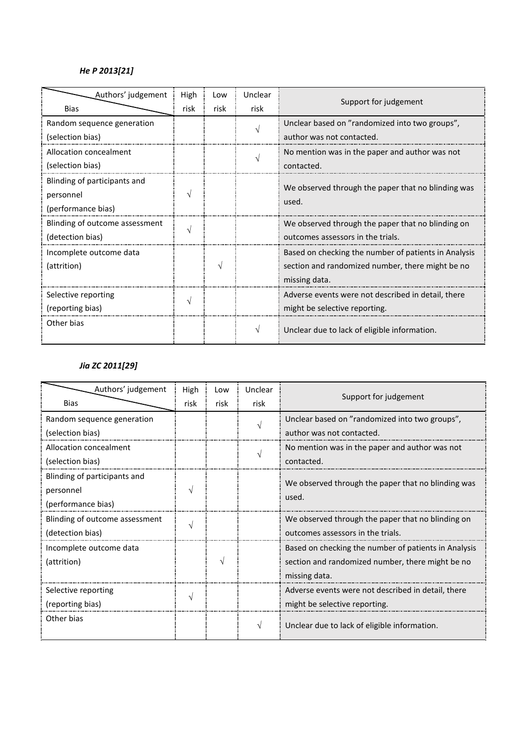***He P 2013[21]***

| Bias \ Authors' judgement | High risk | Low risk | Unclear risk | Support for judgement |
|---|---|---|---|---|
| Random sequence generation (selection bias) | | | √ | Unclear based on "randomized into two groups", author was not contacted. |
| Allocation concealment (selection bias) | | | √ | No mention was in the paper and author was not contacted. |
| Blinding of participants and personnel (performance bias) | √ | | | We observed through the paper that no blinding was used. |
| Blinding of outcome assessment (detection bias) | √ | | | We observed through the paper that no blinding on outcomes assessors in the trials. |
| Incomplete outcome data (attrition) | | √ | | Based on checking the number of patients in Analysis section and randomized number, there might be no missing data. |
| Selective reporting (reporting bias) | √ | | | Adverse events were not described in detail, there might be selective reporting. |
| Other bias | | | √ | Unclear due to lack of eligible information. |

***Jia ZC 2011[29]***

| Bias \ Authors' judgement | High risk | Low risk | Unclear risk | Support for judgement |
|---|---|---|---|---|
| Random sequence generation (selection bias) | | | √ | Unclear based on "randomized into two groups", author was not contacted. |
| Allocation concealment (selection bias) | | | √ | No mention was in the paper and author was not contacted. |
| Blinding of participants and personnel (performance bias) | √ | | | We observed through the paper that no blinding was used. |
| Blinding of outcome assessment (detection bias) | √ | | | We observed through the paper that no blinding on outcomes assessors in the trials. |
| Incomplete outcome data (attrition) | | √ | | Based on checking the number of patients in Analysis section and randomized number, there might be no missing data. |
| Selective reporting (reporting bias) | √ | | | Adverse events were not described in detail, there might be selective reporting. |
| Other bias | | | √ | Unclear due to lack of eligible information. |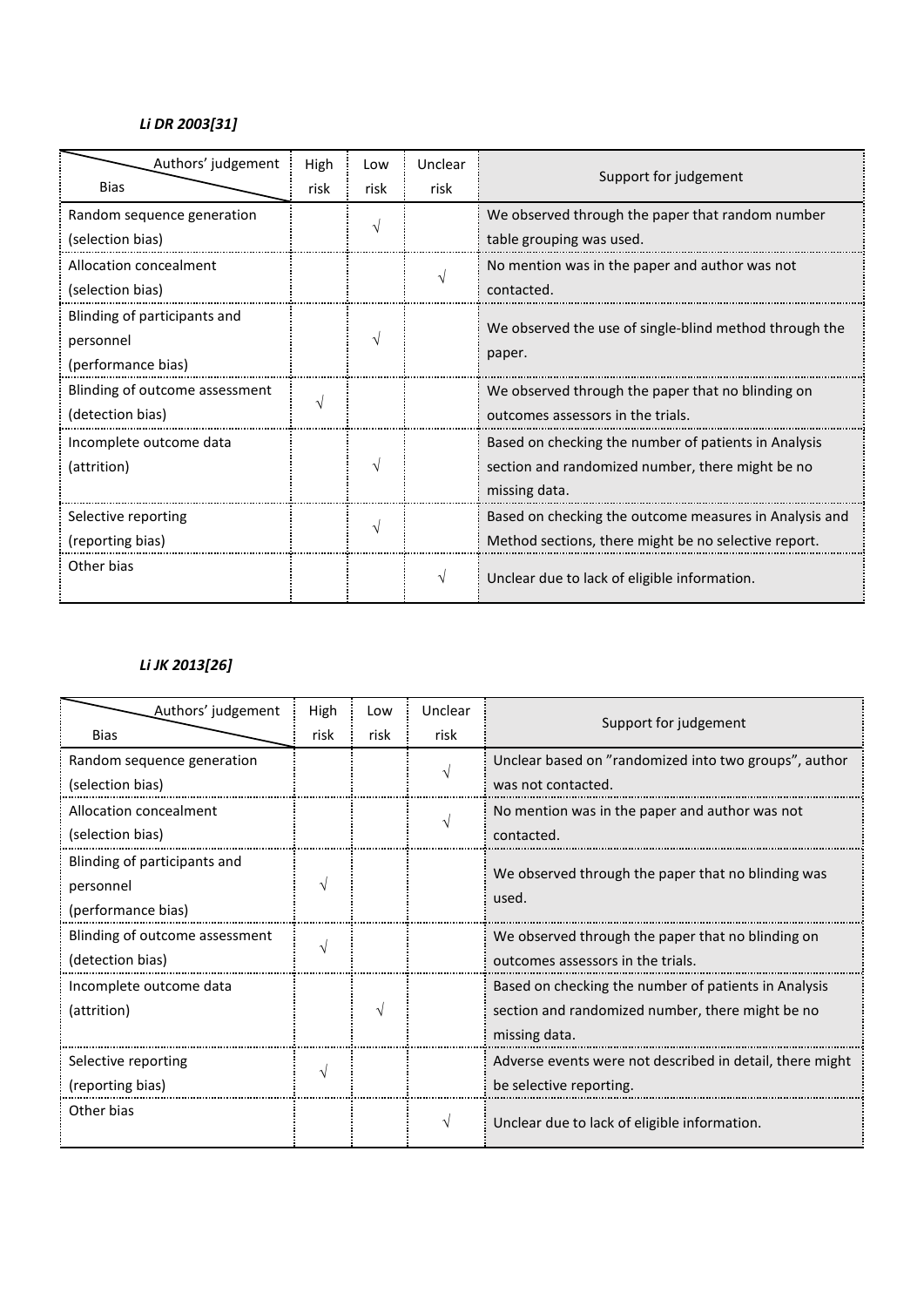***Li DR 2003[31]***

| Authors' judgement / Bias | High risk | Low risk | Unclear risk | Support for judgement |
|---|---|---|---|---|
| Random sequence generation (selection bias) | | √ | | We observed through the paper that random number table grouping was used. |
| Allocation concealment (selection bias) | | | √ | No mention was in the paper and author was not contacted. |
| Blinding of participants and personnel (performance bias) | | √ | | We observed the use of single-blind method through the paper. |
| Blinding of outcome assessment (detection bias) | √ | | | We observed through the paper that no blinding on outcomes assessors in the trials. |
| Incomplete outcome data (attrition) | | √ | | Based on checking the number of patients in Analysis section and randomized number, there might be no missing data. |
| Selective reporting (reporting bias) | | √ | | Based on checking the outcome measures in Analysis and Method sections, there might be no selective report. |
| Other bias | | | √ | Unclear due to lack of eligible information. |

***Li JK 2013[26]***

| Authors' judgement / Bias | High risk | Low risk | Unclear risk | Support for judgement |
|---|---|---|---|---|
| Random sequence generation (selection bias) | | | √ | Unclear based on "randomized into two groups", author was not contacted. |
| Allocation concealment (selection bias) | | | √ | No mention was in the paper and author was not contacted. |
| Blinding of participants and personnel (performance bias) | √ | | | We observed through the paper that no blinding was used. |
| Blinding of outcome assessment (detection bias) | √ | | | We observed through the paper that no blinding on outcomes assessors in the trials. |
| Incomplete outcome data (attrition) | | √ | | Based on checking the number of patients in Analysis section and randomized number, there might be no missing data. |
| Selective reporting (reporting bias) | √ | | | Adverse events were not described in detail, there might be selective reporting. |
| Other bias | | | √ | Unclear due to lack of eligible information. |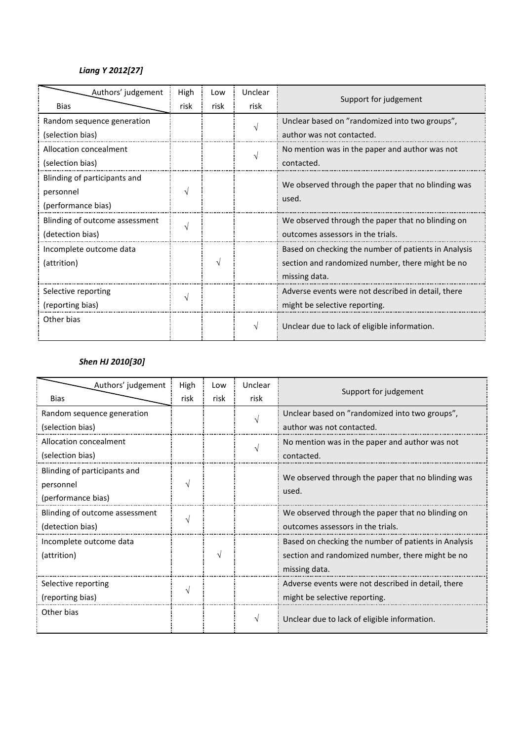*Liang Y 2012[27]*

| Authors' judgement / Bias | High risk | Low risk | Unclear risk | Support for judgement |
| --- | --- | --- | --- | --- |
| Random sequence generation (selection bias) | | | √ | Unclear based on "randomized into two groups", author was not contacted. |
| Allocation concealment (selection bias) | | | √ | No mention was in the paper and author was not contacted. |
| Blinding of participants and personnel (performance bias) | √ | | | We observed through the paper that no blinding was used. |
| Blinding of outcome assessment (detection bias) | √ | | | We observed through the paper that no blinding on outcomes assessors in the trials. |
| Incomplete outcome data (attrition) | | √ | | Based on checking the number of patients in Analysis section and randomized number, there might be no missing data. |
| Selective reporting (reporting bias) | √ | | | Adverse events were not described in detail, there might be selective reporting. |
| Other bias | | | √ | Unclear due to lack of eligible information. |

*Shen HJ 2010[30]*

| Authors' judgement / Bias | High risk | Low risk | Unclear risk | Support for judgement |
| --- | --- | --- | --- | --- |
| Random sequence generation (selection bias) | | | √ | Unclear based on "randomized into two groups", author was not contacted. |
| Allocation concealment (selection bias) | | | √ | No mention was in the paper and author was not contacted. |
| Blinding of participants and personnel (performance bias) | √ | | | We observed through the paper that no blinding was used. |
| Blinding of outcome assessment (detection bias) | √ | | | We observed through the paper that no blinding on outcomes assessors in the trials. |
| Incomplete outcome data (attrition) | | √ | | Based on checking the number of patients in Analysis section and randomized number, there might be no missing data. |
| Selective reporting (reporting bias) | √ | | | Adverse events were not described in detail, there might be selective reporting. |
| Other bias | | | √ | Unclear due to lack of eligible information. |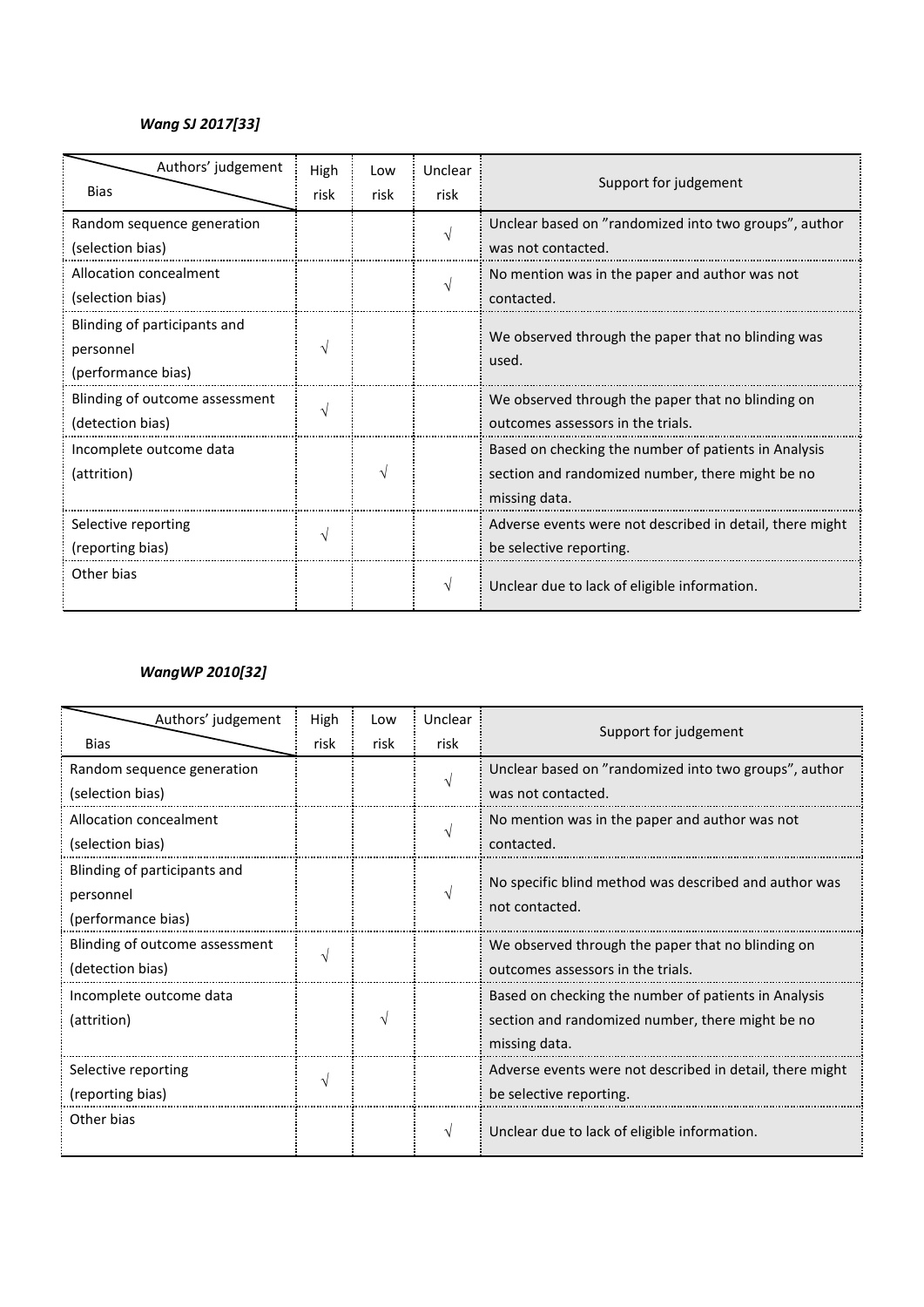***Wang SJ 2017[33]***

| Bias \ Authors' judgement | High risk | Low risk | Unclear risk | Support for judgement |
|---|---|---|---|---|
| Random sequence generation (selection bias) | | | √ | Unclear based on "randomized into two groups", author was not contacted. |
| Allocation concealment (selection bias) | | | √ | No mention was in the paper and author was not contacted. |
| Blinding of participants and personnel (performance bias) | √ | | | We observed through the paper that no blinding was used. |
| Blinding of outcome assessment (detection bias) | √ | | | We observed through the paper that no blinding on outcomes assessors in the trials. |
| Incomplete outcome data (attrition) | | √ | | Based on checking the number of patients in Analysis section and randomized number, there might be no missing data. |
| Selective reporting (reporting bias) | √ | | | Adverse events were not described in detail, there might be selective reporting. |
| Other bias | | | √ | Unclear due to lack of eligible information. |

***WangWP 2010[32]***

| Bias \ Authors' judgement | High risk | Low risk | Unclear risk | Support for judgement |
|---|---|---|---|---|
| Random sequence generation (selection bias) | | | √ | Unclear based on "randomized into two groups", author was not contacted. |
| Allocation concealment (selection bias) | | | √ | No mention was in the paper and author was not contacted. |
| Blinding of participants and personnel (performance bias) | | | √ | No specific blind method was described and author was not contacted. |
| Blinding of outcome assessment (detection bias) | √ | | | We observed through the paper that no blinding on outcomes assessors in the trials. |
| Incomplete outcome data (attrition) | | √ | | Based on checking the number of patients in Analysis section and randomized number, there might be no missing data. |
| Selective reporting (reporting bias) | √ | | | Adverse events were not described in detail, there might be selective reporting. |
| Other bias | | | √ | Unclear due to lack of eligible information. |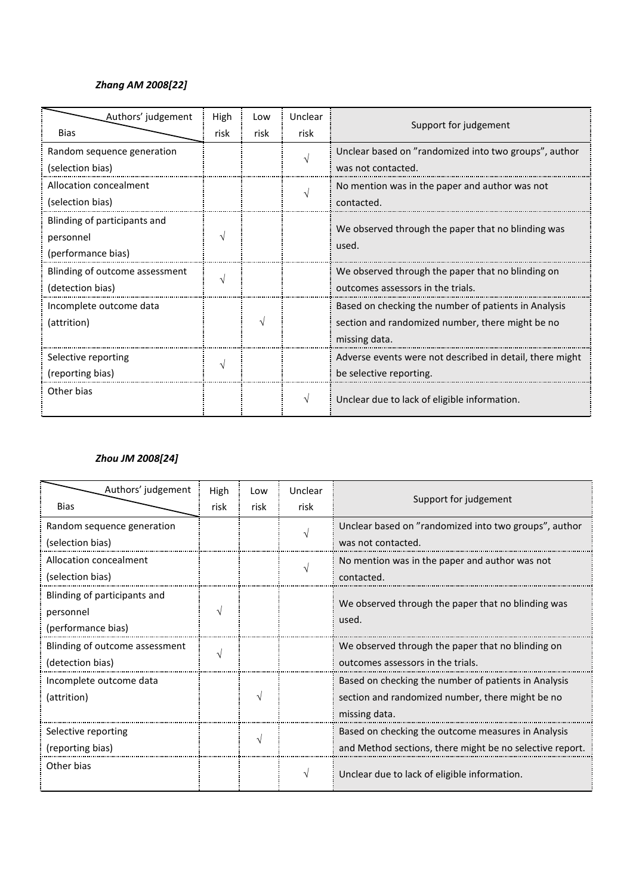*Zhang AM 2008[22]*

| Authors' judgement / Bias | High risk | Low risk | Unclear risk | Support for judgement |
|---|---|---|---|---|
| Random sequence generation (selection bias) | | | √ | Unclear based on "randomized into two groups", author was not contacted. |
| Allocation concealment (selection bias) | | | √ | No mention was in the paper and author was not contacted. |
| Blinding of participants and personnel (performance bias) | √ | | | We observed through the paper that no blinding was used. |
| Blinding of outcome assessment (detection bias) | √ | | | We observed through the paper that no blinding on outcomes assessors in the trials. |
| Incomplete outcome data (attrition) | | √ | | Based on checking the number of patients in Analysis section and randomized number, there might be no missing data. |
| Selective reporting (reporting bias) | √ | | | Adverse events were not described in detail, there might be selective reporting. |
| Other bias | | | √ | Unclear due to lack of eligible information. |

*Zhou JM 2008[24]*

| Authors' judgement / Bias | High risk | Low risk | Unclear risk | Support for judgement |
|---|---|---|---|---|
| Random sequence generation (selection bias) | | | √ | Unclear based on "randomized into two groups", author was not contacted. |
| Allocation concealment (selection bias) | | | √ | No mention was in the paper and author was not contacted. |
| Blinding of participants and personnel (performance bias) | √ | | | We observed through the paper that no blinding was used. |
| Blinding of outcome assessment (detection bias) | √ | | | We observed through the paper that no blinding on outcomes assessors in the trials. |
| Incomplete outcome data (attrition) | | √ | | Based on checking the number of patients in Analysis section and randomized number, there might be no missing data. |
| Selective reporting (reporting bias) | | √ | | Based on checking the outcome measures in Analysis and Method sections, there might be no selective report. |
| Other bias | | | √ | Unclear due to lack of eligible information. |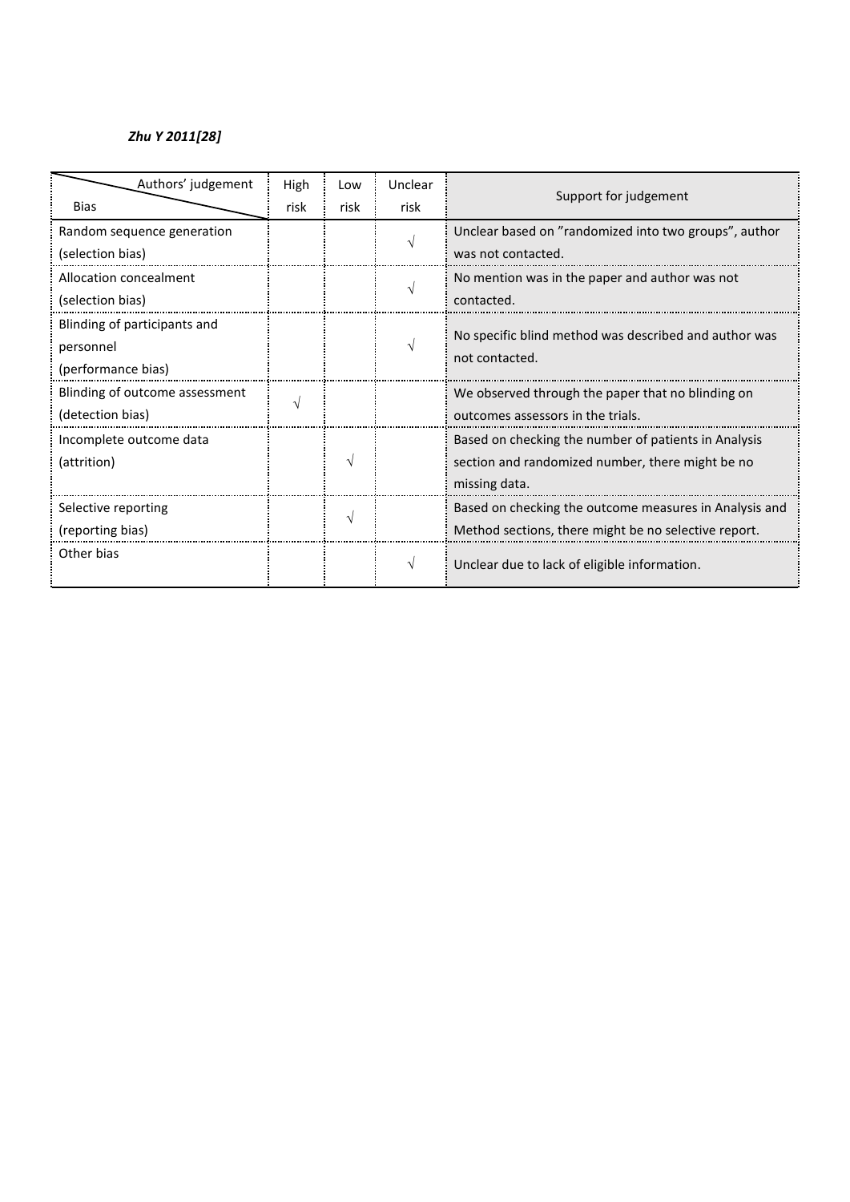*Zhu Y 2011[28]*

| Bias / Authors' judgement | High risk | Low risk | Unclear risk | Support for judgement |
|---|---|---|---|---|
| Random sequence generation (selection bias) | | | √ | Unclear based on "randomized into two groups", author was not contacted. |
| Allocation concealment (selection bias) | | | √ | No mention was in the paper and author was not contacted. |
| Blinding of participants and personnel (performance bias) | | | √ | No specific blind method was described and author was not contacted. |
| Blinding of outcome assessment (detection bias) | √ | | | We observed through the paper that no blinding on outcomes assessors in the trials. |
| Incomplete outcome data (attrition) | | √ | | Based on checking the number of patients in Analysis section and randomized number, there might be no missing data. |
| Selective reporting (reporting bias) | | √ | | Based on checking the outcome measures in Analysis and Method sections, there might be no selective report. |
| Other bias | | | √ | Unclear due to lack of eligible information. |